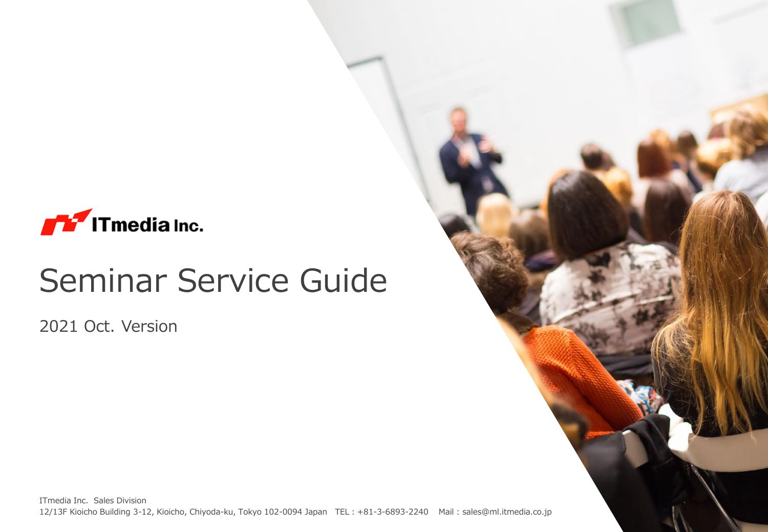ITmedia Inc.

# Seminar Service Guide

2021 Oct. Version

ITmedia Inc. Sales Division
12/13F Kioicho Building 3-12, Kioicho, Chiyoda-ku, Tokyo 102-0094 Japan TEL : +81-3-6893-2240 Mail : sales@ml.itmedia.co.jp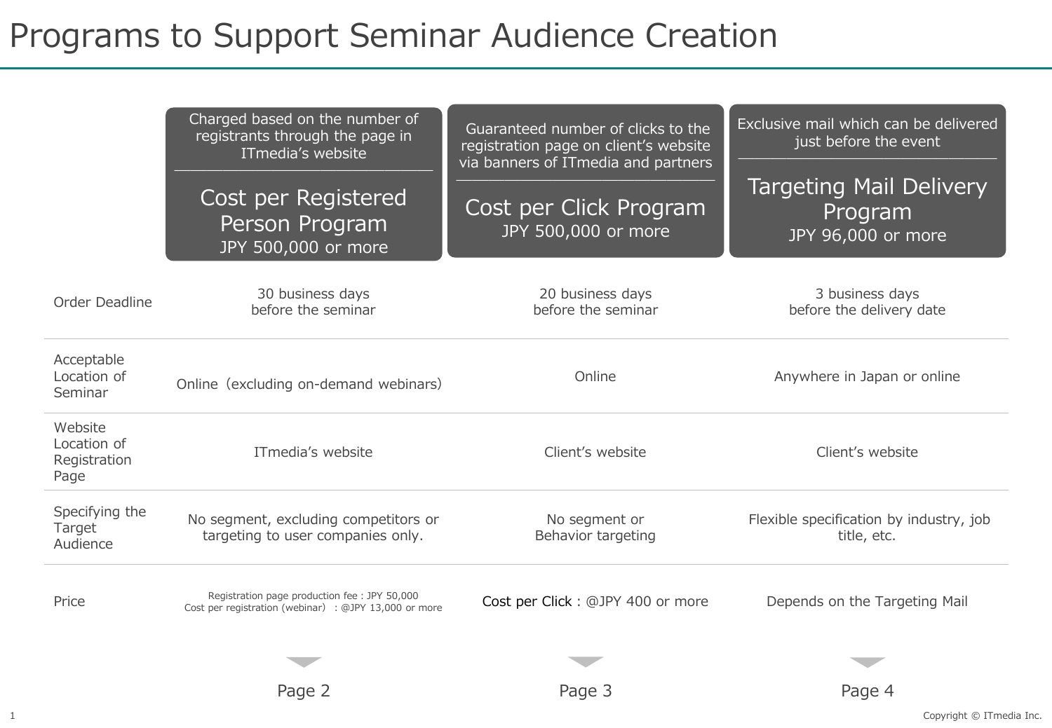# Programs to Support Seminar Audience Creation

| | Charged based on the number of registrants through the page in ITmedia's website<br>**Cost per Registered Person Program**<br>JPY 500,000 or more | Guaranteed number of clicks to the registration page on client's website via banners of ITmedia and partners<br>**Cost per Click Program**<br>JPY 500,000 or more | Exclusive mail which can be delivered just before the event<br>**Targeting Mail Delivery Program**<br>JPY 96,000 or more |
|---|---|---|---|
| Order Deadline | 30 business days before the seminar | 20 business days before the seminar | 3 business days before the delivery date |
| Acceptable Location of Seminar | Online（excluding on-demand webinars） | Online | Anywhere in Japan or online |
| Website Location of Registration Page | ITmedia's website | Client's website | Client's website |
| Specifying the Target Audience | No segment, excluding competitors or targeting to user companies only. | No segment or Behavior targeting | Flexible specification by industry, job title, etc. |
| Price | Registration page production fee : JPY 50,000<br>Cost per registration (webinar) : @JPY 13,000 or more | Cost per Click : @JPY 400 or more | Depends on the Targeting Mail |
| | Page 2 | Page 3 | Page 4 |

Copyright © ITmedia Inc.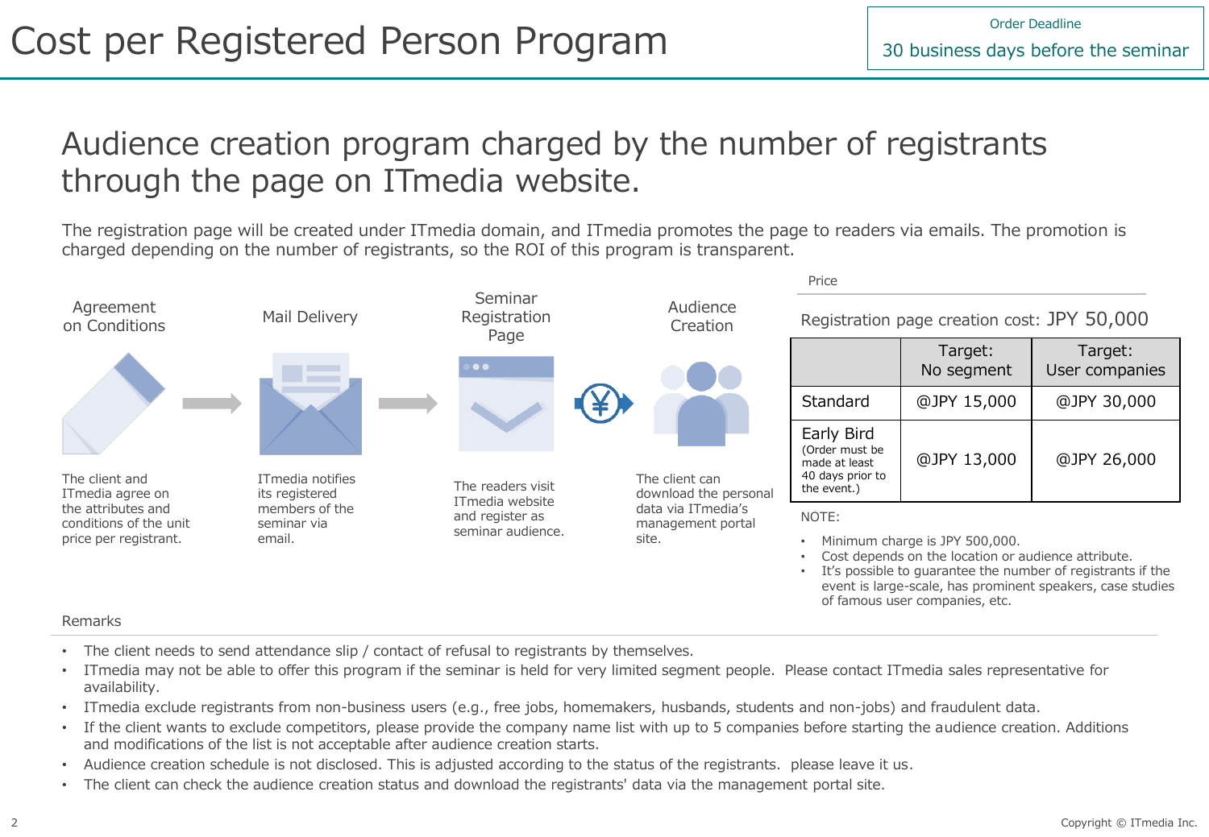# Cost per Registered Person Program

**Order Deadline**
30 business days before the seminar

## Audience creation program charged by the number of registrants through the page on ITmedia website.

The registration page will be created under ITmedia domain, and ITmedia promotes the page to readers via emails. The promotion is charged depending on the number of registrants, so the ROI of this program is transparent.

**Agreement on Conditions**
The client and ITmedia agree on the attributes and conditions of the unit price per registrant.

**Mail Delivery**
ITmedia notifies its registered members of the seminar via email.

**Seminar Registration Page**
The readers visit ITmedia website and register as seminar audience.

**Audience Creation**
The client can download the personal data via ITmedia's management portal site.

### Price

Registration page creation cost: JPY 50,000

| | Target: No segment | Target: User companies |
|---|---|---|
| Standard | @JPY 15,000 | @JPY 30,000 |
| Early Bird (Order must be made at least 40 days prior to the event.) | @JPY 13,000 | @JPY 26,000 |

NOTE:

- Minimum charge is JPY 500,000.
- Cost depends on the location or audience attribute.
- It's possible to guarantee the number of registrants if the event is large-scale, has prominent speakers, case studies of famous user companies, etc.

### Remarks

- The client needs to send attendance slip / contact of refusal to registrants by themselves.
- ITmedia may not be able to offer this program if the seminar is held for very limited segment people. Please contact ITmedia sales representative for availability.
- ITmedia exclude registrants from non-business users (e.g., free jobs, homemakers, husbands, students and non-jobs) and fraudulent data.
- If the client wants to exclude competitors, please provide the company name list with up to 5 companies before starting the audience creation. Additions and modifications of the list is not acceptable after audience creation starts.
- Audience creation schedule is not disclosed. This is adjusted according to the status of the registrants. please leave it us.
- The client can check the audience creation status and download the registrants' data via the management portal site.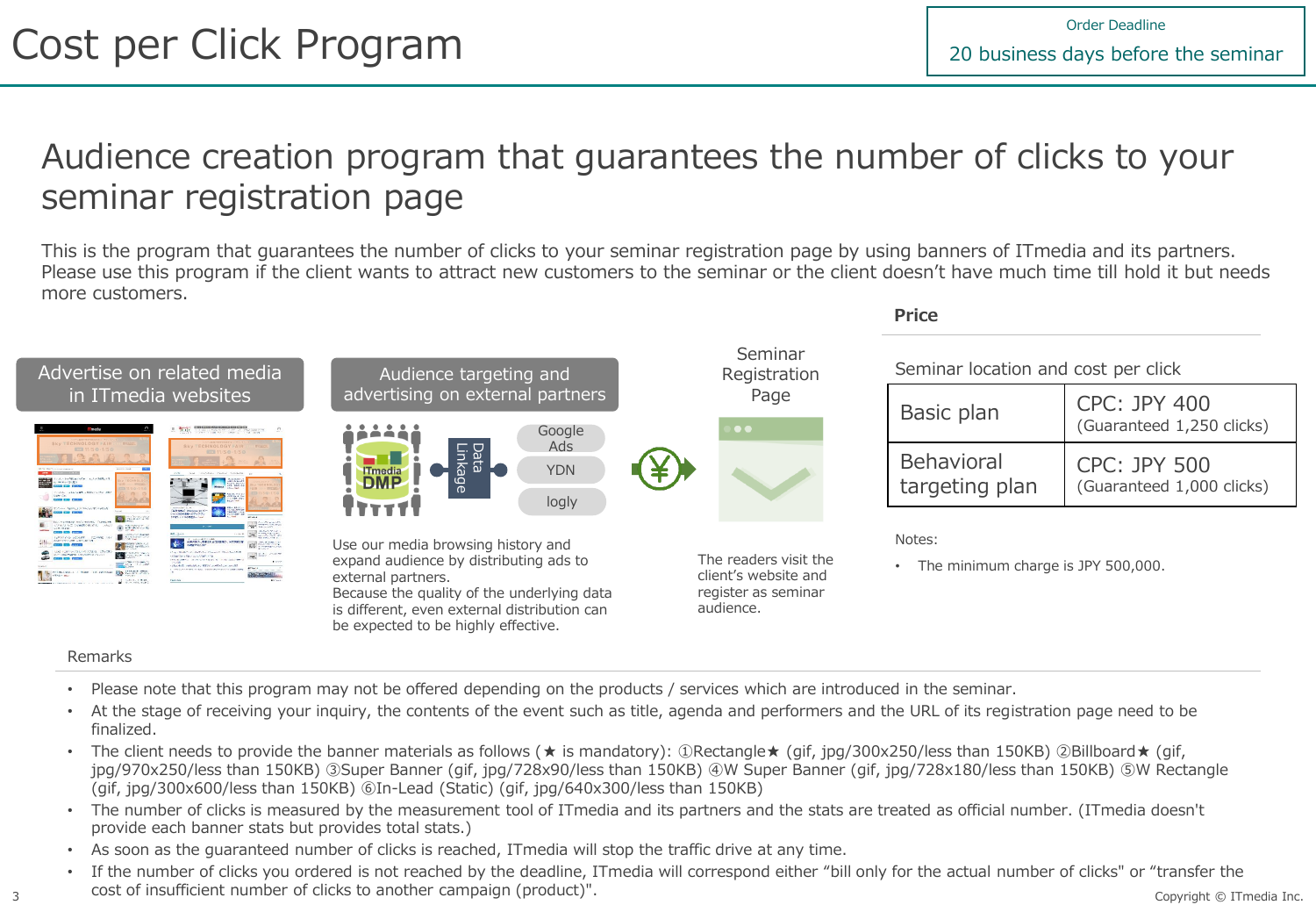# Cost per Click Program

**Order Deadline**
20 business days before the seminar

## Audience creation program that guarantees the number of clicks to your seminar registration page

This is the program that guarantees the number of clicks to your seminar registration page by using banners of ITmedia and its partners. Please use this program if the client wants to attract new customers to the seminar or the client doesn't have much time till hold it but needs more customers.

**Advertise on related media in ITmedia websites**

**Audience targeting and advertising on external partners**

ITmedia DMP — Data Linkage — Google Ads / YDN / logly

Use our media browsing history and expand audience by distributing ads to external partners.
Because the quality of the underlying data is different, even external distribution can be expected to be highly effective.

**Seminar Registration Page**

The readers visit the client's website and register as seminar audience.

### Price

Seminar location and cost per click

| Plan | Cost |
| --- | --- |
| Basic plan | CPC: JPY 400 (Guaranteed 1,250 clicks) |
| Behavioral targeting plan | CPC: JPY 500 (Guaranteed 1,000 clicks) |

Notes:

- The minimum charge is JPY 500,000.

### Remarks

- Please note that this program may not be offered depending on the products / services which are introduced in the seminar.
- At the stage of receiving your inquiry, the contents of the event such as title, agenda and performers and the URL of its registration page need to be finalized.
- The client needs to provide the banner materials as follows (★ is mandatory): ①Rectangle★ (gif, jpg/300x250/less than 150KB) ②Billboard★ (gif, jpg/970x250/less than 150KB) ③Super Banner (gif, jpg/728x90/less than 150KB) ④W Super Banner (gif, jpg/728x180/less than 150KB) ⑤W Rectangle (gif, jpg/300x600/less than 150KB) ⑥In-Lead (Static) (gif, jpg/640x300/less than 150KB)
- The number of clicks is measured by the measurement tool of ITmedia and its partners and the stats are treated as official number. (ITmedia doesn't provide each banner stats but provides total stats.)
- As soon as the guaranteed number of clicks is reached, ITmedia will stop the traffic drive at any time.
- If the number of clicks you ordered is not reached by the deadline, ITmedia will correspond either "bill only for the actual number of clicks" or "transfer the cost of insufficient number of clicks to another campaign (product)".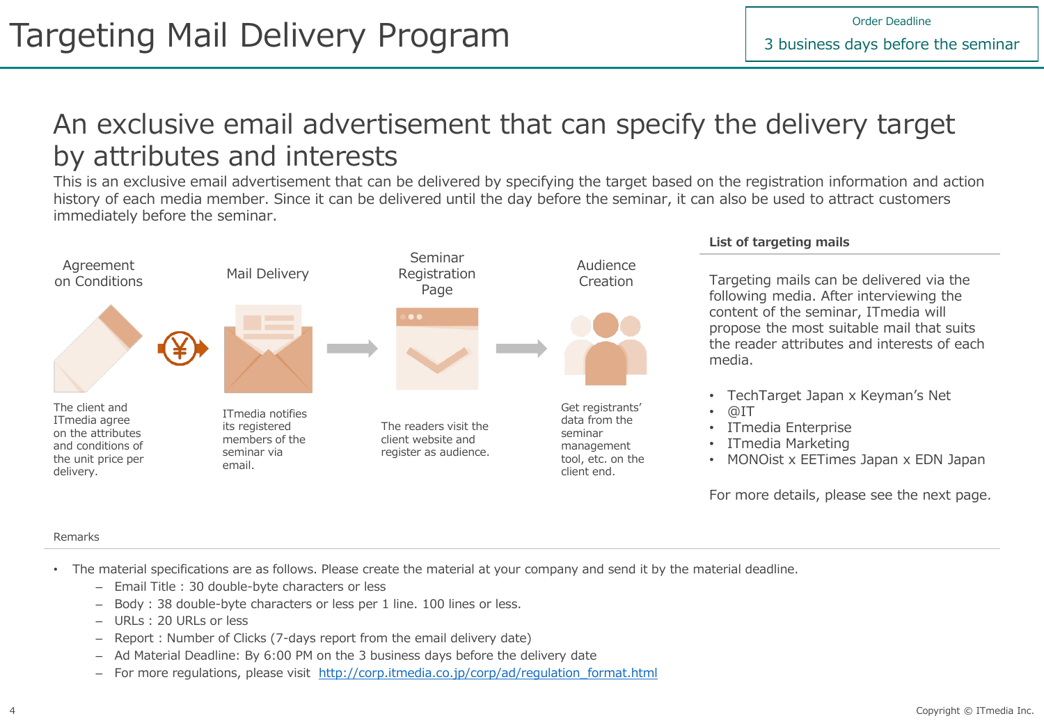# Targeting Mail Delivery Program

**Order Deadline**
3 business days before the seminar

## An exclusive email advertisement that can specify the delivery target by attributes and interests

This is an exclusive email advertisement that can be delivered by specifying the target based on the registration information and action history of each media member. Since it can be delivered until the day before the seminar, it can also be used to attract customers immediately before the seminar.

**Agreement on Conditions**
The client and ITmedia agree on the attributes and conditions of the unit price per delivery.

**Mail Delivery**
ITmedia notifies its registered members of the seminar via email.

**Seminar Registration Page**
The readers visit the client website and register as audience.

**Audience Creation**
Get registrants' data from the seminar management tool, etc. on the client end.

### List of targeting mails

Targeting mails can be delivered via the following media. After interviewing the content of the seminar, ITmedia will propose the most suitable mail that suits the reader attributes and interests of each media.

- TechTarget Japan x Keyman's Net
- @IT
- ITmedia Enterprise
- ITmedia Marketing
- MONOist x EETimes Japan x EDN Japan

For more details, please see the next page.

### Remarks

- The material specifications are as follows. Please create the material at your company and send it by the material deadline.
  - Email Title : 30 double-byte characters or less
  - Body : 38 double-byte characters or less per 1 line. 100 lines or less.
  - URLs : 20 URLs or less
  - Report : Number of Clicks (7-days report from the email delivery date)
  - Ad Material Deadline: By 6:00 PM on the 3 business days before the delivery date
  - For more regulations, please visit http://corp.itmedia.co.jp/corp/ad/regulation_format.html

Copyright © ITmedia Inc.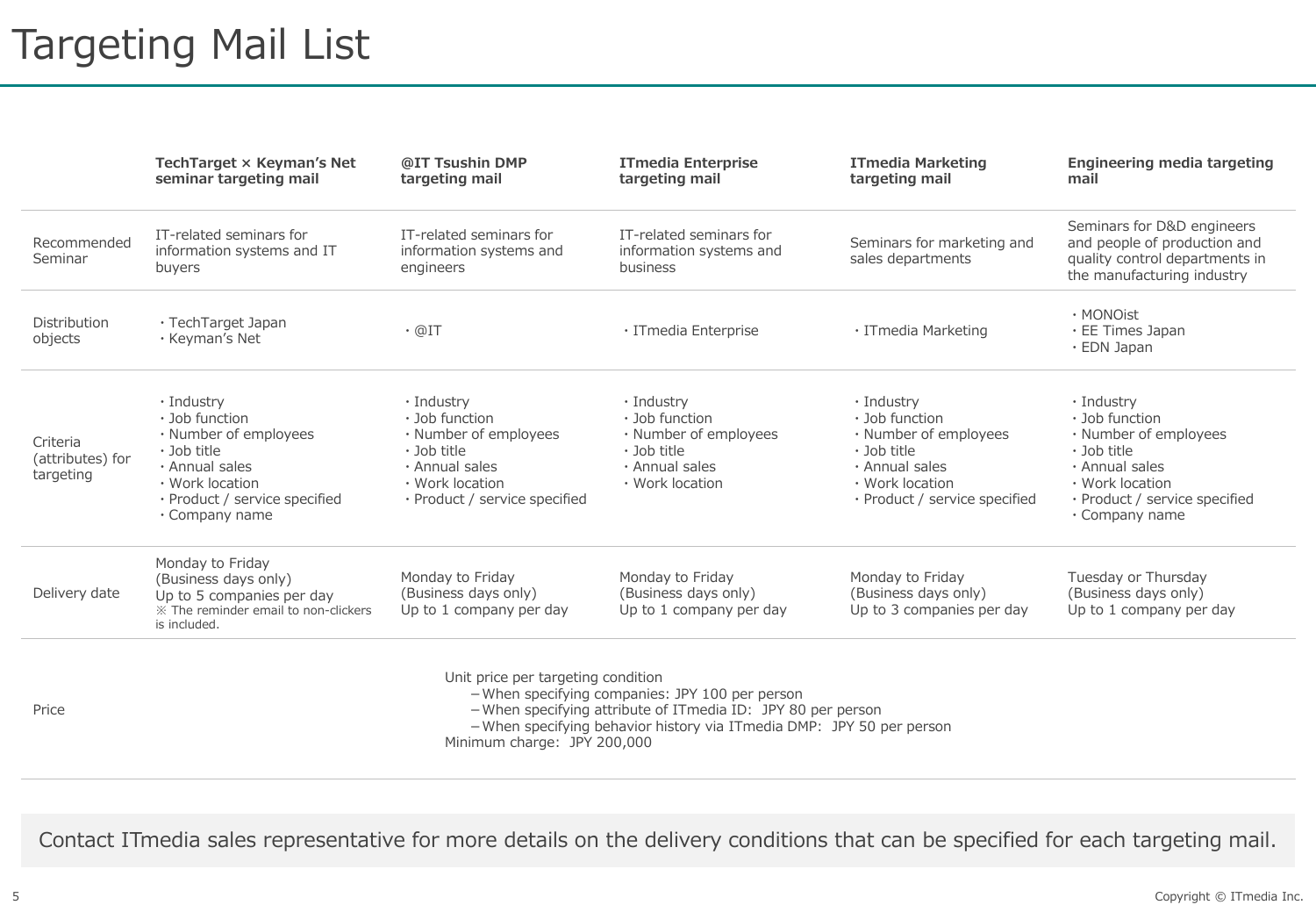# Targeting Mail List

| | TechTarget × Keyman's Net seminar targeting mail | @IT Tsushin DMP targeting mail | ITmedia Enterprise targeting mail | ITmedia Marketing targeting mail | Engineering media targeting mail |
|---|---|---|---|---|---|
| Recommended Seminar | IT-related seminars for information systems and IT buyers | IT-related seminars for information systems and engineers | IT-related seminars for information systems and business | Seminars for marketing and sales departments | Seminars for D&D engineers and people of production and quality control departments in the manufacturing industry |
| Distribution objects | ・TechTarget Japan<br>・Keyman's Net | ・@IT | ・ITmedia Enterprise | ・ITmedia Marketing | ・MONOist<br>・EE Times Japan<br>・EDN Japan |
| Criteria (attributes) for targeting | ・Industry<br>・Job function<br>・Number of employees<br>・Job title<br>・Annual sales<br>・Work location<br>・Product / service specified<br>・Company name | ・Industry<br>・Job function<br>・Number of employees<br>・Job title<br>・Annual sales<br>・Work location<br>・Product / service specified | ・Industry<br>・Job function<br>・Number of employees<br>・Job title<br>・Annual sales<br>・Work location | ・Industry<br>・Job function<br>・Number of employees<br>・Job title<br>・Annual sales<br>・Work location<br>・Product / service specified | ・Industry<br>・Job function<br>・Number of employees<br>・Job title<br>・Annual sales<br>・Work location<br>・Product / service specified<br>・Company name |
| Delivery date | Monday to Friday<br>(Business days only)<br>Up to 5 companies per day<br>※ The reminder email to non-clickers is included. | Monday to Friday<br>(Business days only)<br>Up to 1 company per day | Monday to Friday<br>(Business days only)<br>Up to 1 company per day | Monday to Friday<br>(Business days only)<br>Up to 3 companies per day | Tuesday or Thursday<br>(Business days only)<br>Up to 1 company per day |
| Price | Unit price per targeting condition<br>－When specifying companies: JPY 100 per person<br>－When specifying attribute of ITmedia ID: JPY 80 per person<br>－When specifying behavior history via ITmedia DMP: JPY 50 per person<br>Minimum charge: JPY 200,000 | | | | |

Contact ITmedia sales representative for more details on the delivery conditions that can be specified for each targeting mail.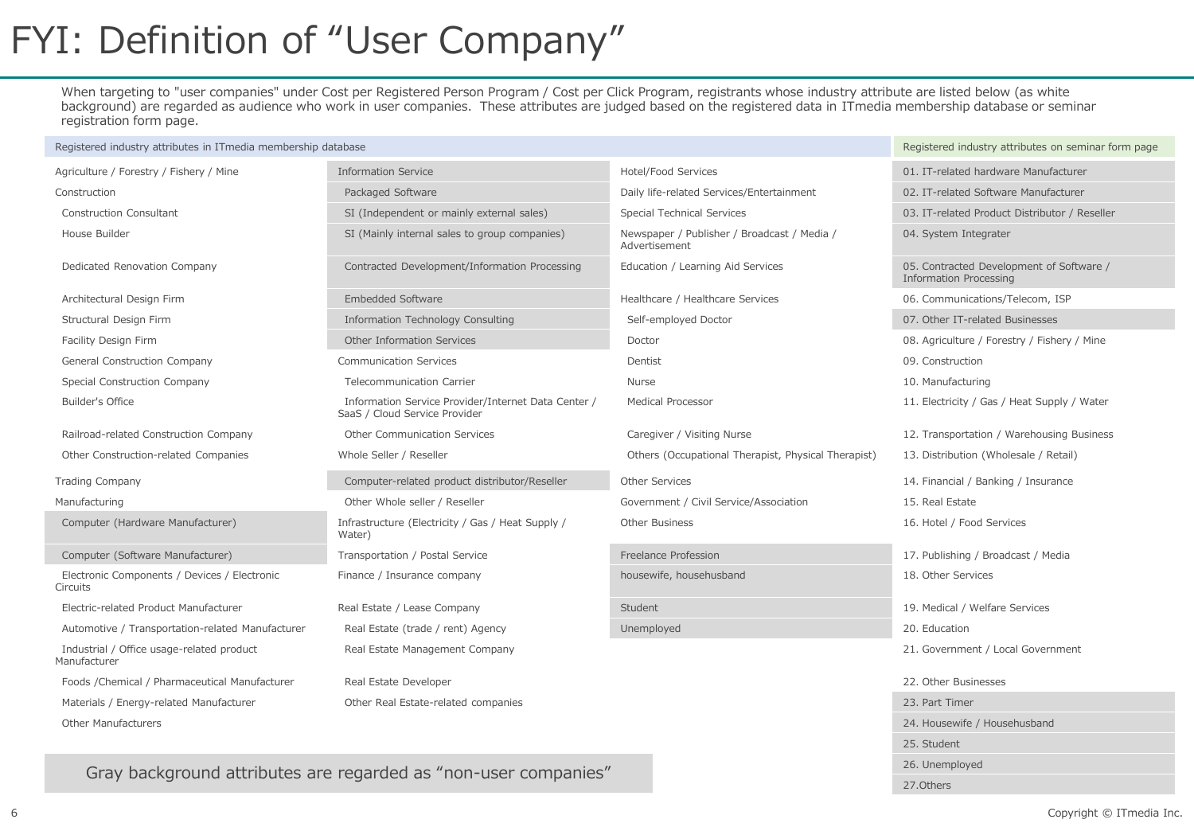# FYI: Definition of "User Company"

When targeting to "user companies" under Cost per Registered Person Program / Cost per Click Program, registrants whose industry attribute are listed below (as white background) are regarded as audience who work in user companies. These attributes are judged based on the registered data in ITmedia membership database or seminar registration form page.

| Registered industry attributes in ITmedia membership database | | | Registered industry attributes on seminar form page |
|---|---|---|---|
| Agriculture / Forestry / Fishery / Mine | Information Service | Hotel/Food Services | 01. IT-related hardware Manufacturer |
| Construction | Packaged Software | Daily life-related Services/Entertainment | 02. IT-related Software Manufacturer |
| Construction Consultant | SI (Independent or mainly external sales) | Special Technical Services | 03. IT-related Product Distributor / Reseller |
| House Builder | SI (Mainly internal sales to group companies) | Newspaper / Publisher / Broadcast / Media / Advertisement | 04. System Integrater |
| Dedicated Renovation Company | Contracted Development/Information Processing | Education / Learning Aid Services | 05. Contracted Development of Software / Information Processing |
| Architectural Design Firm | Embedded Software | Healthcare / Healthcare Services | 06. Communications/Telecom, ISP |
| Structural Design Firm | Information Technology Consulting | Self-employed Doctor | 07. Other IT-related Businesses |
| Facility Design Firm | Other Information Services | Doctor | 08. Agriculture / Forestry / Fishery / Mine |
| General Construction Company | Communication Services | Dentist | 09. Construction |
| Special Construction Company | Telecommunication Carrier | Nurse | 10. Manufacturing |
| Builder's Office | Information Service Provider/Internet Data Center / SaaS / Cloud Service Provider | Medical Processor | 11. Electricity / Gas / Heat Supply / Water |
| Railroad-related Construction Company | Other Communication Services | Caregiver / Visiting Nurse | 12. Transportation / Warehousing Business |
| Other Construction-related Companies | Whole Seller / Reseller | Others (Occupational Therapist, Physical Therapist) | 13. Distribution (Wholesale / Retail) |
| Trading Company | Computer-related product distributor/Reseller | Other Services | 14. Financial / Banking / Insurance |
| Manufacturing | Other Whole seller / Reseller | Government / Civil Service/Association | 15. Real Estate |
| Computer (Hardware Manufacturer) | Infrastructure (Electricity / Gas / Heat Supply / Water) | Other Business | 16. Hotel / Food Services |
| Computer (Software Manufacturer) | Transportation / Postal Service | Freelance Profession | 17. Publishing / Broadcast / Media |
| Electronic Components / Devices / Electronic Circuits | Finance / Insurance company | housewife, househusband | 18. Other Services |
| Electric-related Product Manufacturer | Real Estate / Lease Company | Student | 19. Medical / Welfare Services |
| Automotive / Transportation-related Manufacturer | Real Estate (trade / rent) Agency | Unemployed | 20. Education |
| Industrial / Office usage-related product Manufacturer | Real Estate Management Company | | 21. Government / Local Government |
| Foods /Chemical / Pharmaceutical Manufacturer | Real Estate Developer | | 22. Other Businesses |
| Materials / Energy-related Manufacturer | Other Real Estate-related companies | | 23. Part Timer |
| Other Manufacturers | | | 24. Housewife / Househusband |
| | | | 25. Student |
| | | | 26. Unemployed |
| | | | 27.Others |

Gray background attributes are regarded as "non-user companies"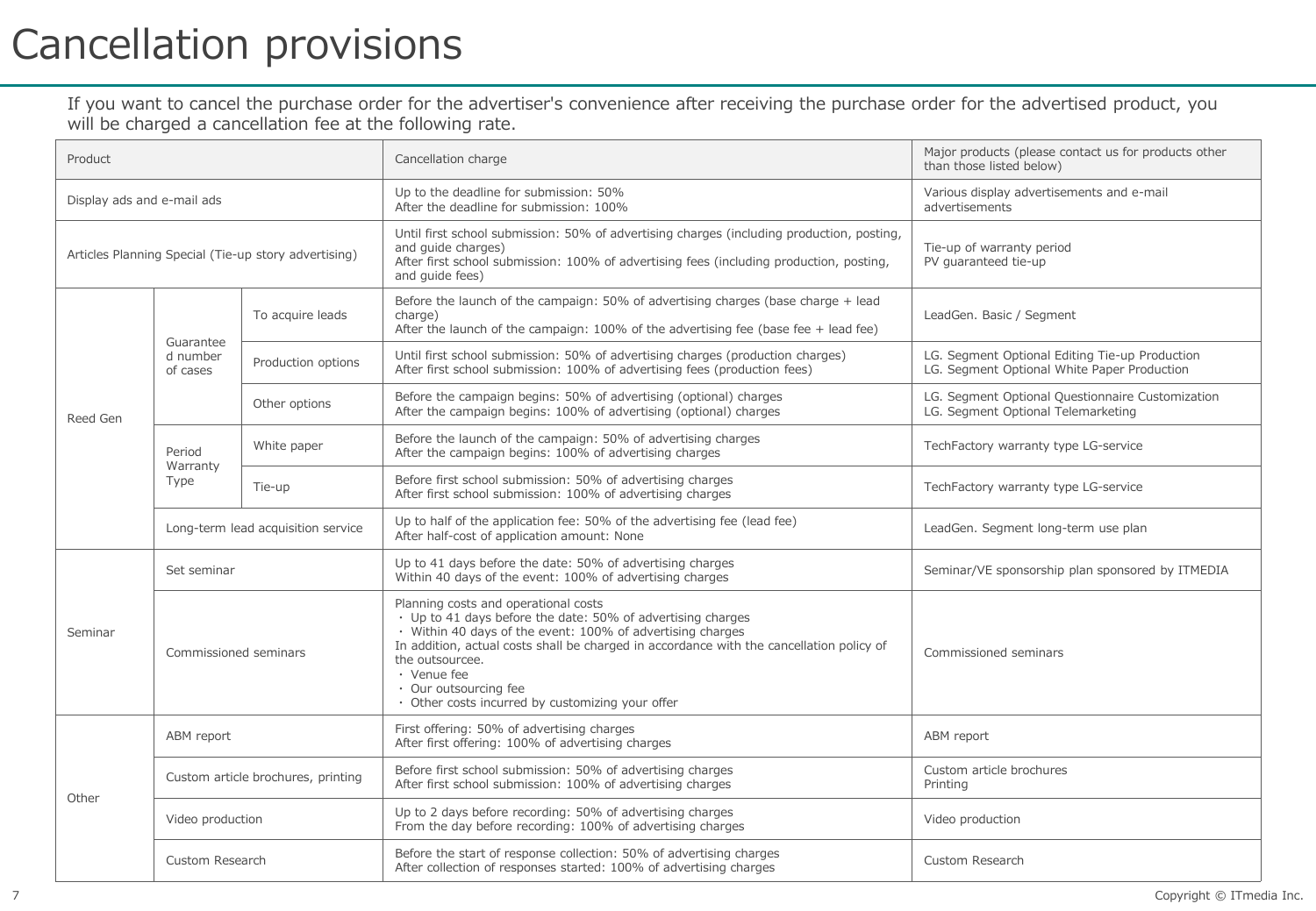# Cancellation provisions

If you want to cancel the purchase order for the advertiser's convenience after receiving the purchase order for the advertised product, you will be charged a cancellation fee at the following rate.

| Product | | | Cancellation charge | Major products (please contact us for products other than those listed below) |
|---|---|---|---|---|
| Display ads and e-mail ads | | | Up to the deadline for submission: 50%<br>After the deadline for submission: 100% | Various display advertisements and e-mail advertisements |
| Articles Planning Special (Tie-up story advertising) | | | Until first school submission: 50% of advertising charges (including production, posting, and guide charges)<br>After first school submission: 100% of advertising fees (including production, posting, and guide fees) | Tie-up of warranty period<br>PV guaranteed tie-up |
| Reed Gen | Guaranteed number of cases | To acquire leads | Before the launch of the campaign: 50% of advertising charges (base charge + lead charge)<br>After the launch of the campaign: 100% of the advertising fee (base fee + lead fee) | LeadGen. Basic / Segment |
| | | Production options | Until first school submission: 50% of advertising charges (production charges)<br>After first school submission: 100% of advertising fees (production fees) | LG. Segment Optional Editing Tie-up Production<br>LG. Segment Optional White Paper Production |
| | | Other options | Before the campaign begins: 50% of advertising (optional) charges<br>After the campaign begins: 100% of advertising (optional) charges | LG. Segment Optional Questionnaire Customization<br>LG. Segment Optional Telemarketing |
| | Period Warranty Type | White paper | Before the launch of the campaign: 50% of advertising charges<br>After the campaign begins: 100% of advertising charges | TechFactory warranty type LG-service |
| | | Tie-up | Before first school submission: 50% of advertising charges<br>After first school submission: 100% of advertising charges | TechFactory warranty type LG-service |
| | Long-term lead acquisition service | | Up to half of the application fee: 50% of the advertising fee (lead fee)<br>After half-cost of application amount: None | LeadGen. Segment long-term use plan |
| Seminar | Set seminar | | Up to 41 days before the date: 50% of advertising charges<br>Within 40 days of the event: 100% of advertising charges | Seminar/VE sponsorship plan sponsored by ITMEDIA |
| | Commissioned seminars | | Planning costs and operational costs<br>・ Up to 41 days before the date: 50% of advertising charges<br>・ Within 40 days of the event: 100% of advertising charges<br>In addition, actual costs shall be charged in accordance with the cancellation policy of the outsourcee.<br>・ Venue fee<br>・ Our outsourcing fee<br>・ Other costs incurred by customizing your offer | Commissioned seminars |
| Other | ABM report | | First offering: 50% of advertising charges<br>After first offering: 100% of advertising charges | ABM report |
| | Custom article brochures, printing | | Before first school submission: 50% of advertising charges<br>After first school submission: 100% of advertising charges | Custom article brochures<br>Printing |
| | Video production | | Up to 2 days before recording: 50% of advertising charges<br>From the day before recording: 100% of advertising charges | Video production |
| | Custom Research | | Before the start of response collection: 50% of advertising charges<br>After collection of responses started: 100% of advertising charges | Custom Research |

Copyright © ITmedia Inc.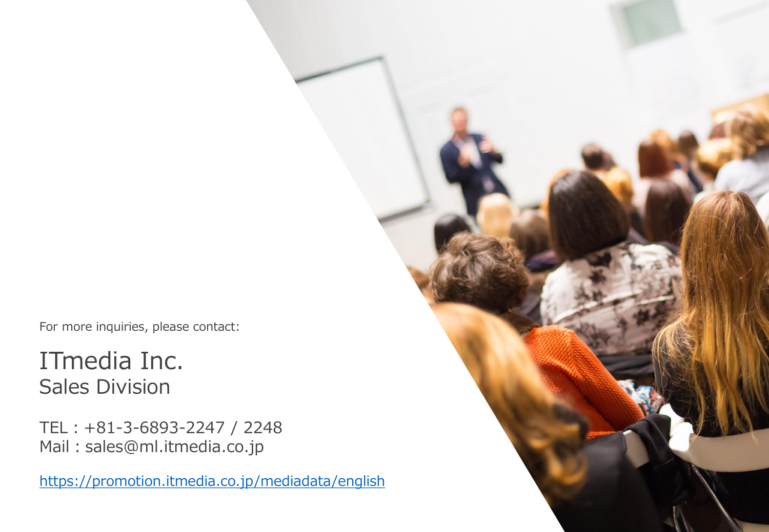For more inquiries, please contact:

# ITmedia Inc.
## Sales Division

TEL : +81-3-6893-2247 / 2248
Mail : sales@ml.itmedia.co.jp

https://promotion.itmedia.co.jp/mediadata/english